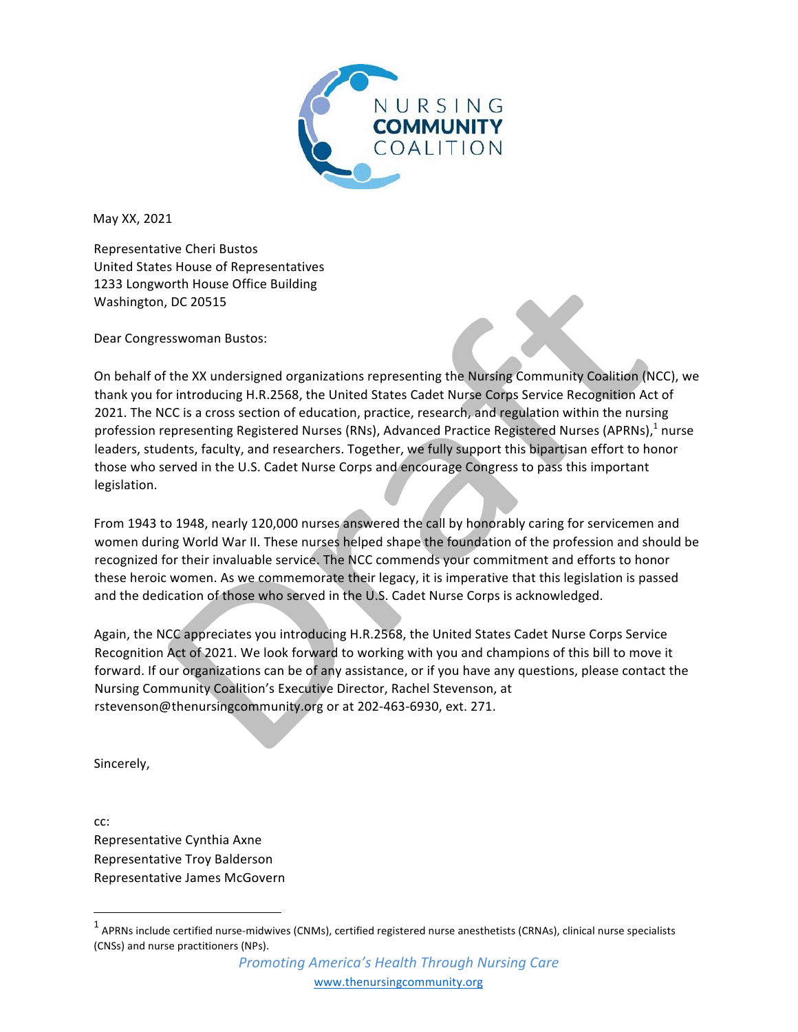NURSING
**COMMUNITY**
COALITION

May XX, 2021

Representative Cheri Bustos
United States House of Representatives
1233 Longworth House Office Building
Washington, DC 20515

Dear Congresswoman Bustos:

On behalf of the XX undersigned organizations representing the Nursing Community Coalition (NCC), we thank you for introducing H.R.2568, the United States Cadet Nurse Corps Service Recognition Act of 2021. The NCC is a cross section of education, practice, research, and regulation within the nursing profession representing Registered Nurses (RNs), Advanced Practice Registered Nurses (APRNs),[1] nurse leaders, students, faculty, and researchers. Together, we fully support this bipartisan effort to honor those who served in the U.S. Cadet Nurse Corps and encourage Congress to pass this important legislation.

From 1943 to 1948, nearly 120,000 nurses answered the call by honorably caring for servicemen and women during World War II. These nurses helped shape the foundation of the profession and should be recognized for their invaluable service. The NCC commends your commitment and efforts to honor these heroic women. As we commemorate their legacy, it is imperative that this legislation is passed and the dedication of those who served in the U.S. Cadet Nurse Corps is acknowledged.

Again, the NCC appreciates you introducing H.R.2568, the United States Cadet Nurse Corps Service Recognition Act of 2021. We look forward to working with you and champions of this bill to move it forward. If our organizations can be of any assistance, or if you have any questions, please contact the Nursing Community Coalition's Executive Director, Rachel Stevenson, at rstevenson@thenursingcommunity.org or at 202-463-6930, ext. 271.

Sincerely,

cc:
Representative Cynthia Axne
Representative Troy Balderson
Representative James McGovern

---

[1] APRNs include certified nurse-midwives (CNMs), certified registered nurse anesthetists (CRNAs), clinical nurse specialists (CNSs) and nurse practitioners (NPs).

*Promoting America's Health Through Nursing Care*
www.thenursingcommunity.org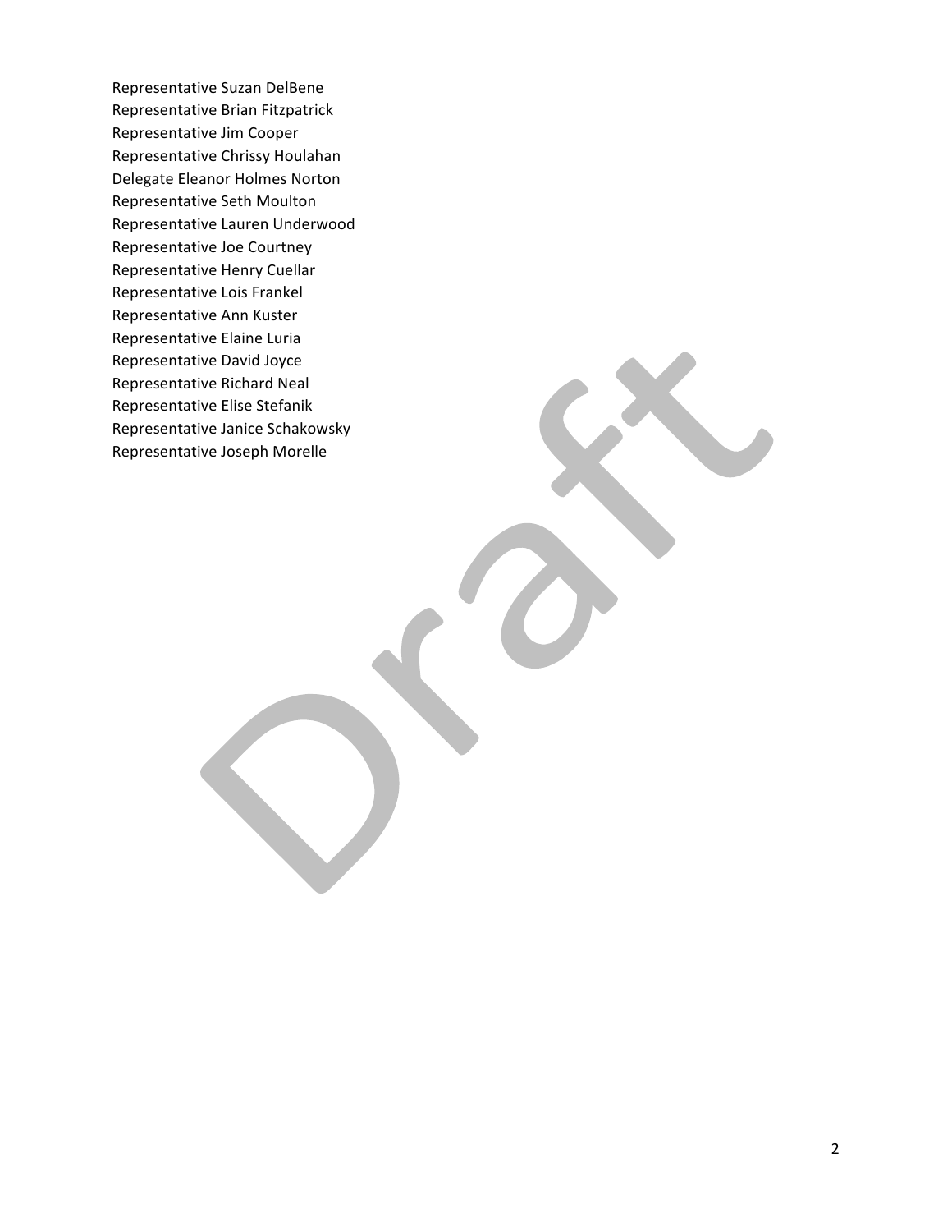Representative Suzan DelBene
Representative Brian Fitzpatrick
Representative Jim Cooper
Representative Chrissy Houlahan
Delegate Eleanor Holmes Norton
Representative Seth Moulton
Representative Lauren Underwood
Representative Joe Courtney
Representative Henry Cuellar
Representative Lois Frankel
Representative Ann Kuster
Representative Elaine Luria
Representative David Joyce
Representative Richard Neal
Representative Elise Stefanik
Representative Janice Schakowsky
Representative Joseph Morelle

Draft